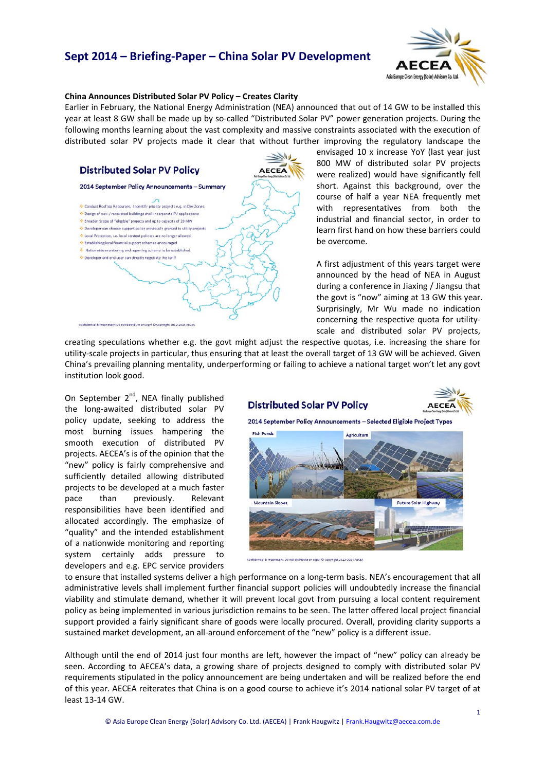# Sept 2014 – Briefing-Paper – China Solar PV Development

**China Announces Distributed Solar PV Policy – Creates Clarity**

Earlier in February, the National Energy Administration (NEA) announced that out of 14 GW to be installed this year at least 8 GW shall be made up by so-called "Distributed Solar PV" power generation projects. During the following months learning about the vast complexity and massive constraints associated with the execution of distributed solar PV projects made it clear that without further improving the regulatory landscape the envisaged 10 x increase YoY (last year just 800 MW of distributed solar PV projects were realized) would have significantly fell short. Against this background, over the course of half a year NEA frequently met with representatives from both the industrial and financial sector, in order to learn first hand on how these barriers could be overcome.

**Distributed Solar PV Policy**

2014 September Policy Announcements – Summary

- Conduct Rooftop Resources, Indentify priority projects e.g. in Dev Zones
- Design of new / renovated buildings shall incorporate PV applications
- Broaden Scope of "eligible" projects and up to capacity of 20 MW
- Developer can choose support policy previously granted to utility projects
- Local Protection, i.e. local content policies are no longer allowed
- Establishing local financial support schemes encouraged
- Nationwide monitoring and reporting scheme to be established
- Developer and end-user can directly negotiate the tariff

Confidential & Proprietary: Do not distribute or copy! © Copyright 2012-2014 AECEA

A first adjustment of this years target were announced by the head of NEA in August during a conference in Jiaxing / Jiangsu that the govt is "now" aiming at 13 GW this year. Surprisingly, Mr Wu made no indication concerning the respective quota for utility-scale and distributed solar PV projects, creating speculations whether e.g. the govt might adjust the respective quotas, i.e. increasing the share for utility-scale projects in particular, thus ensuring that at least the overall target of 13 GW will be achieved. Given China's prevailing planning mentality, underperforming or failing to achieve a national target won't let any govt institution look good.

On September 2nd, NEA finally published the long-awaited distributed solar PV policy update, seeking to address the most burning issues hampering the smooth execution of distributed PV projects. AECEA's is of the opinion that the "new" policy is fairly comprehensive and sufficiently detailed allowing distributed projects to be developed at a much faster pace than previously. Relevant responsibilities have been identified and allocated accordingly. The emphasize of "quality" and the intended establishment of a nationwide monitoring and reporting system certainly adds pressure to developers and e.g. EPC service providers to ensure that installed systems deliver a high performance on a long-term basis. NEA's encouragement that all administrative levels shall implement further financial support policies will undoubtedly increase the financial viability and stimulate demand, whether it will prevent local govt from pursuing a local content requirement policy as being implemented in various jurisdiction remains to be seen. The latter offered local project financial support provided a fairly significant share of goods were locally procured. Overall, providing clarity supports a sustained market development, an all-around enforcement of the "new" policy is a different issue.

**Distributed Solar PV Policy**

2014 September Policy Announcements – Selected Eligible Project Types

Fish Ponds | Agriculture | Mountain Slopes | Future Solar Highway

Confidential & Proprietary: Do not distribute or copy! © Copyright 2012-2014 AECEA

Although until the end of 2014 just four months are left, however the impact of "new" policy can already be seen. According to AECEA's data, a growing share of projects designed to comply with distributed solar PV requirements stipulated in the policy announcement are being undertaken and will be realized before the end of this year. AECEA reiterates that China is on a good course to achieve it's 2014 national solar PV target of at least 13-14 GW.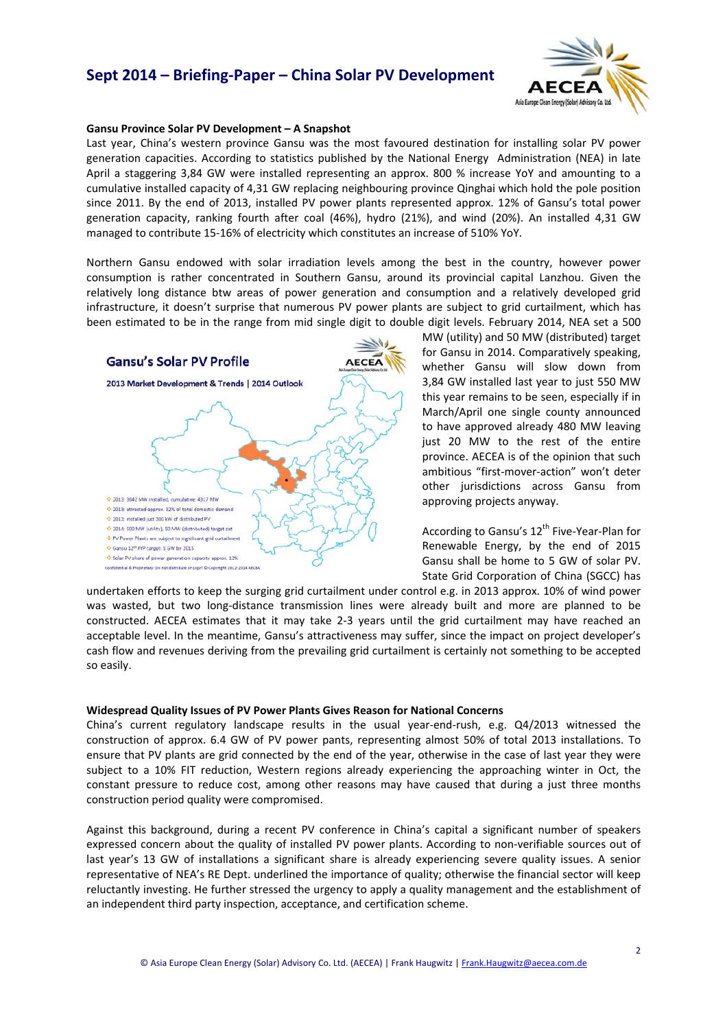## Gansu Province Solar PV Development – A Snapshot

Last year, China's western province Gansu was the most favoured destination for installing solar PV power generation capacities. According to statistics published by the National Energy Administration (NEA) in late April a staggering 3,84 GW were installed representing an approx. 800 % increase YoY and amounting to a cumulative installed capacity of 4,31 GW replacing neighbouring province Qinghai which hold the pole position since 2011. By the end of 2013, installed PV power plants represented approx. 12% of Gansu's total power generation capacity, ranking fourth after coal (46%), hydro (21%), and wind (20%). An installed 4,31 GW managed to contribute 15-16% of electricity which constitutes an increase of 510% YoY.

Northern Gansu endowed with solar irradiation levels among the best in the country, however power consumption is rather concentrated in Southern Gansu, around its provincial capital Lanzhou. Given the relatively long distance btw areas of power generation and consumption and a relatively developed grid infrastructure, it doesn't surprise that numerous PV power plants are subject to grid curtailment, which has been estimated to be in the range from mid single digit to double digit levels. February 2014, NEA set a 500 MW (utility) and 50 MW (distributed) target for Gansu in 2014. Comparatively speaking, whether Gansu will slow down from 3,84 GW installed last year to just 550 MW this year remains to be seen, especially if in March/April one single county announced to have approved already 480 MW leaving just 20 MW to the rest of the entire province. AECEA is of the opinion that such ambitious "first-mover-action" won't deter other jurisdictions across Gansu from approving projects anyway.

**Gansu's Solar PV Profile**

2013 Market Development & Trends | 2014 Outlook

- 2013: 3842 MW installed, cumulative: 4317 MW
- 2013: attracted approx. 32% of total domestic demand
- 2013: installed just 300 kW of distributed PV
- 2014: 500 MW (utility), 50 MW (distributed) target set
- PV Power Plants are subject to significant grid curtailment
- Gansu 12th FYP target: 5 GW by 2015
- Solar PV share of power generation capacity approx. 12%

Confidential & Proprietary: Do not distribute or copy! © Copyright 2012-2014 AECEA

According to Gansu's 12th Five-Year-Plan for Renewable Energy, by the end of 2015 Gansu shall be home to 5 GW of solar PV. State Grid Corporation of China (SGCC) has undertaken efforts to keep the surging grid curtailment under control e.g. in 2013 approx. 10% of wind power was wasted, but two long-distance transmission lines were already built and more are planned to be constructed. AECEA estimates that it may take 2-3 years until the grid curtailment may have reached an acceptable level. In the meantime, Gansu's attractiveness may suffer, since the impact on project developer's cash flow and revenues deriving from the prevailing grid curtailment is certainly not something to be accepted so easily.

## Widespread Quality Issues of PV Power Plants Gives Reason for National Concerns

China's current regulatory landscape results in the usual year-end-rush, e.g. Q4/2013 witnessed the construction of approx. 6.4 GW of PV power pants, representing almost 50% of total 2013 installations. To ensure that PV plants are grid connected by the end of the year, otherwise in the case of last year they were subject to a 10% FIT reduction, Western regions already experiencing the approaching winter in Oct, the constant pressure to reduce cost, among other reasons may have caused that during a just three months construction period quality were compromised.

Against this background, during a recent PV conference in China's capital a significant number of speakers expressed concern about the quality of installed PV power plants. According to non-verifiable sources out of last year's 13 GW of installations a significant share is already experiencing severe quality issues. A senior representative of NEA's RE Dept. underlined the importance of quality; otherwise the financial sector will keep reluctantly investing. He further stressed the urgency to apply a quality management and the establishment of an independent third party inspection, acceptance, and certification scheme.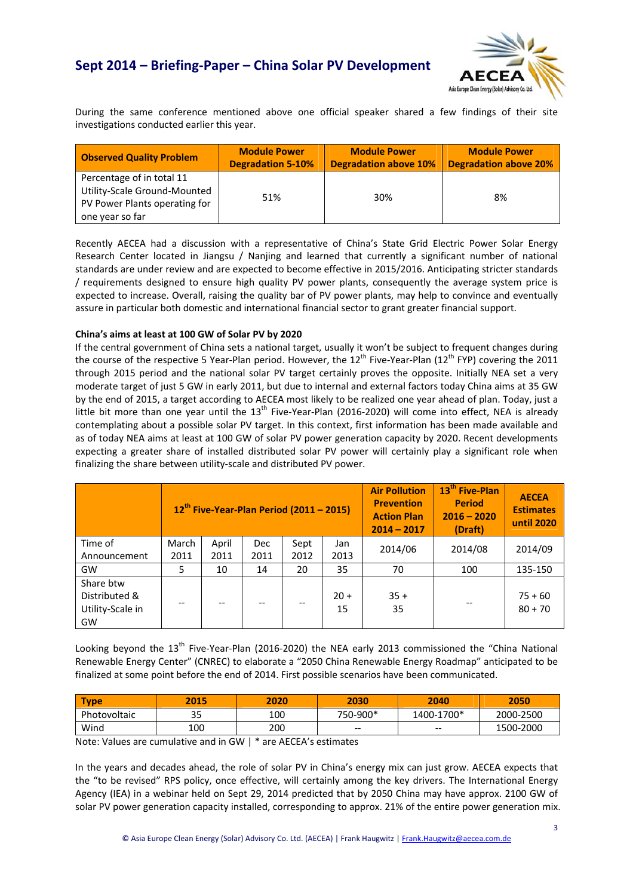During the same conference mentioned above one official speaker shared a few findings of their site investigations conducted earlier this year.

| Observed Quality Problem | Module Power Degradation 5-10% | Module Power Degradation above 10% | Module Power Degradation above 20% |
|---|---|---|---|
| Percentage of in total 11 Utility-Scale Ground-Mounted PV Power Plants operating for one year so far | 51% | 30% | 8% |

Recently AECEA had a discussion with a representative of China's State Grid Electric Power Solar Energy Research Center located in Jiangsu / Nanjing and learned that currently a significant number of national standards are under review and are expected to become effective in 2015/2016. Anticipating stricter standards / requirements designed to ensure high quality PV power plants, consequently the average system price is expected to increase. Overall, raising the quality bar of PV power plants, may help to convince and eventually assure in particular both domestic and international financial sector to grant greater financial support.

**China's aims at least at 100 GW of Solar PV by 2020**

If the central government of China sets a national target, usually it won't be subject to frequent changes during the course of the respective 5 Year-Plan period. However, the 12th Five-Year-Plan (12th FYP) covering the 2011 through 2015 period and the national solar PV target certainly proves the opposite. Initially NEA set a very moderate target of just 5 GW in early 2011, but due to internal and external factors today China aims at 35 GW by the end of 2015, a target according to AECEA most likely to be realized one year ahead of plan. Today, just a little bit more than one year until the 13th Five-Year-Plan (2016-2020) will come into effect, NEA is already contemplating about a possible solar PV target. In this context, first information has been made available and as of today NEA aims at least at 100 GW of solar PV power generation capacity by 2020. Recent developments expecting a greater share of installed distributed solar PV power will certainly play a significant role when finalizing the share between utility-scale and distributed PV power.

| | 12th Five-Year-Plan Period (2011 – 2015) | | | | | Air Pollution Prevention Action Plan 2014 – 2017 | 13th Five-Plan Period 2016 – 2020 (Draft) | AECEA Estimates until 2020 |
|---|---|---|---|---|---|---|---|---|
| Time of Announcement | March 2011 | April 2011 | Dec 2011 | Sept 2012 | Jan 2013 | 2014/06 | 2014/08 | 2014/09 |
| GW | 5 | 10 | 14 | 20 | 35 | 70 | 100 | 135-150 |
| Share btw Distributed & Utility-Scale in GW | -- | -- | -- | -- | 20 + 15 | 35 + 35 | -- | 75 + 60<br>80 + 70 |

Looking beyond the 13th Five-Year-Plan (2016-2020) the NEA early 2013 commissioned the "China National Renewable Energy Center" (CNREC) to elaborate a "2050 China Renewable Energy Roadmap" anticipated to be finalized at some point before the end of 2014. First possible scenarios have been communicated.

| Type | 2015 | 2020 | 2030 | 2040 | 2050 |
|---|---|---|---|---|---|
| Photovoltaic | 35 | 100 | 750-900* | 1400-1700* | 2000-2500 |
| Wind | 100 | 200 | -- | -- | 1500-2000 |

Note: Values are cumulative and in GW | * are AECEA's estimates

In the years and decades ahead, the role of solar PV in China's energy mix can just grow. AECEA expects that the "to be revised" RPS policy, once effective, will certainly among the key drivers. The International Energy Agency (IEA) in a webinar held on Sept 29, 2014 predicted that by 2050 China may have approx. 2100 GW of solar PV power generation capacity installed, corresponding to approx. 21% of the entire power generation mix.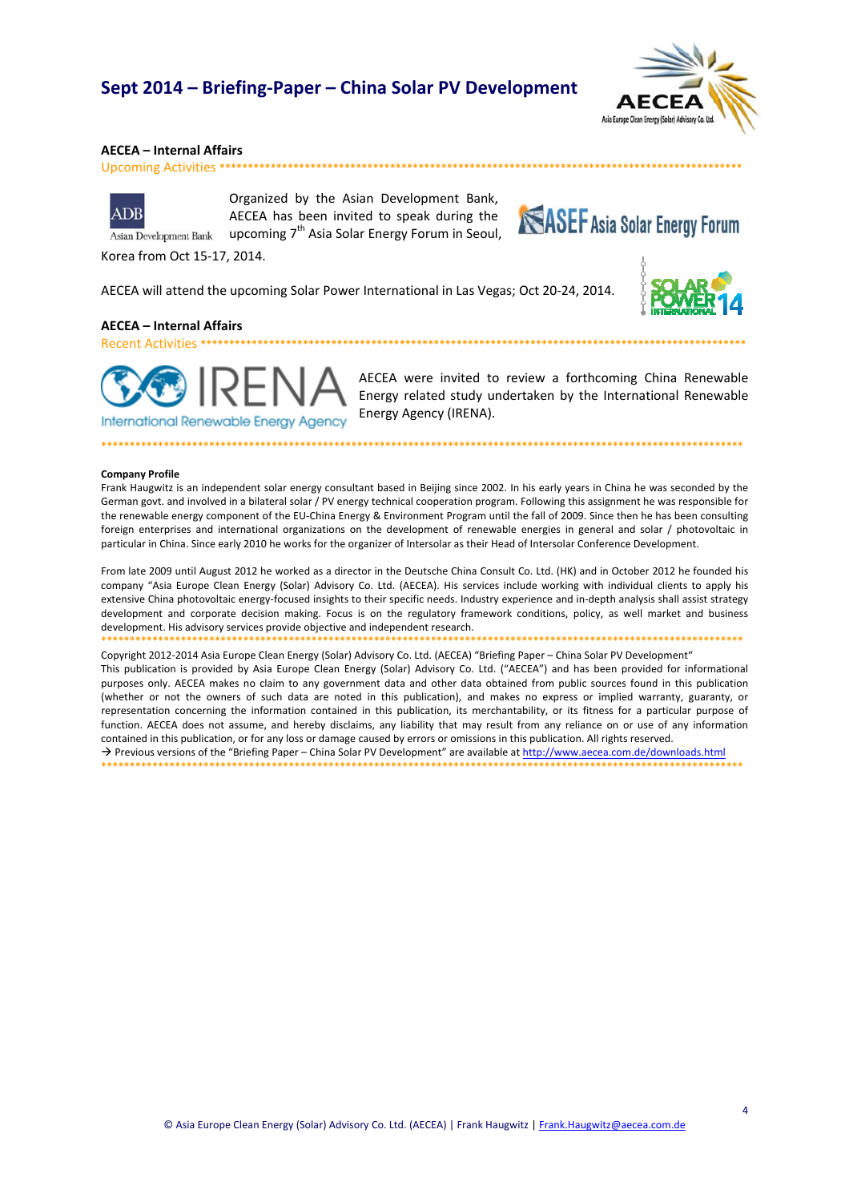## AECEA – Internal Affairs

Upcoming Activities ******************************************************************************************

Organized by the Asian Development Bank, AECEA has been invited to speak during the upcoming 7th Asia Solar Energy Forum in Seoul, Korea from Oct 15-17, 2014.

AECEA will attend the upcoming Solar Power International in Las Vegas; Oct 20-24, 2014.

## AECEA – Internal Affairs

Recent Activities ******************************************************************************************

AECEA were invited to review a forthcoming China Renewable Energy related study undertaken by the International Renewable Energy Agency (IRENA).

******************************************************************************************

**Company Profile**

Frank Haugwitz is an independent solar energy consultant based in Beijing since 2002. In his early years in China he was seconded by the German govt. and involved in a bilateral solar / PV energy technical cooperation program. Following this assignment he was responsible for the renewable energy component of the EU-China Energy & Environment Program until the fall of 2009. Since then he has been consulting foreign enterprises and international organizations on the development of renewable energies in general and solar / photovoltaic in particular in China. Since early 2010 he works for the organizer of Intersolar as their Head of Intersolar Conference Development.

From late 2009 until August 2012 he worked as a director in the Deutsche China Consult Co. Ltd. (HK) and in October 2012 he founded his company "Asia Europe Clean Energy (Solar) Advisory Co. Ltd. (AECEA). His services include working with individual clients to apply his extensive China photovoltaic energy-focused insights to their specific needs. Industry experience and in-depth analysis shall assist strategy development and corporate decision making. Focus is on the regulatory framework conditions, policy, as well market and business development. His advisory services provide objective and independent research.

******************************************************************************************

Copyright 2012-2014 Asia Europe Clean Energy (Solar) Advisory Co. Ltd. (AECEA) "Briefing Paper – China Solar PV Development"

This publication is provided by Asia Europe Clean Energy (Solar) Advisory Co. Ltd. ("AECEA") and has been provided for informational purposes only. AECEA makes no claim to any government data and other data obtained from public sources found in this publication (whether or not the owners of such data are noted in this publication), and makes no express or implied warranty, guaranty, or representation concerning the information contained in this publication, its merchantability, or its fitness for a particular purpose of function. AECEA does not assume, and hereby disclaims, any liability that may result from any reliance on or use of any information contained in this publication, or for any loss or damage caused by errors or omissions in this publication. All rights reserved.

→ Previous versions of the "Briefing Paper – China Solar PV Development" are available at http://www.aecea.com.de/downloads.html

******************************************************************************************